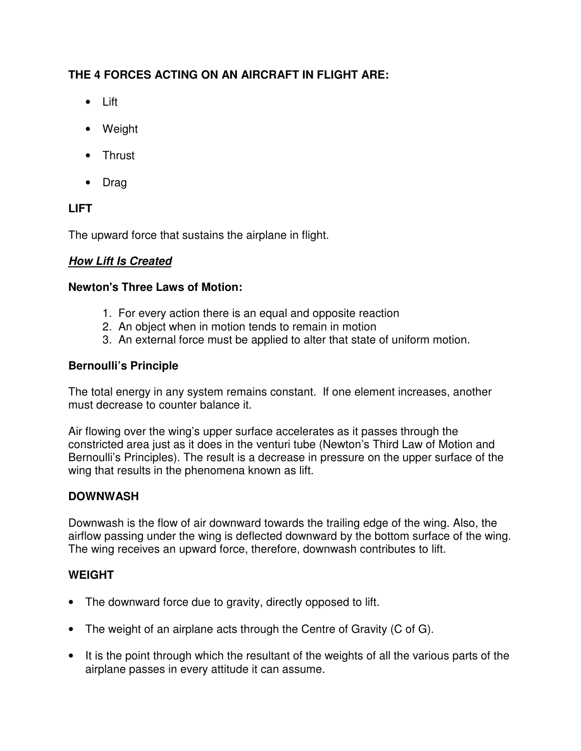## THE 4 FORCES ACTING ON AN AIRCRAFT IN FLIGHT ARE:

- Lift
- Weight
- Thrust
- Drag

### LIFT

The upward force that sustains the airplane in flight.

***<u>How Lift Is Created</u>***

**Newton's Three Laws of Motion:**

1. For every action there is an equal and opposite reaction
2. An object when in motion tends to remain in motion
3. An external force must be applied to alter that state of uniform motion.

**Bernoulli's Principle**

The total energy in any system remains constant. If one element increases, another must decrease to counter balance it.

Air flowing over the wing's upper surface accelerates as it passes through the constricted area just as it does in the venturi tube (Newton's Third Law of Motion and Bernoulli's Principles). The result is a decrease in pressure on the upper surface of the wing that results in the phenomena known as lift.

### DOWNWASH

Downwash is the flow of air downward towards the trailing edge of the wing. Also, the airflow passing under the wing is deflected downward by the bottom surface of the wing. The wing receives an upward force, therefore, downwash contributes to lift.

### WEIGHT

- The downward force due to gravity, directly opposed to lift.
- The weight of an airplane acts through the Centre of Gravity (C of G).
- It is the point through which the resultant of the weights of all the various parts of the airplane passes in every attitude it can assume.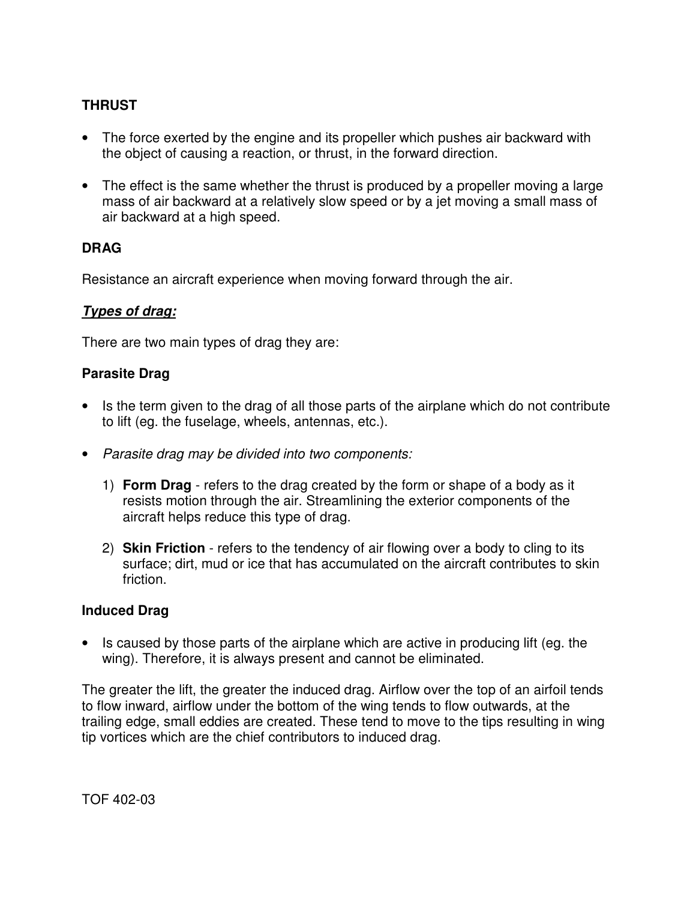**THRUST**

- The force exerted by the engine and its propeller which pushes air backward with the object of causing a reaction, or thrust, in the forward direction.

- The effect is the same whether the thrust is produced by a propeller moving a large mass of air backward at a relatively slow speed or by a jet moving a small mass of air backward at a high speed.

**DRAG**

Resistance an aircraft experience when moving forward through the air.

***Types of drag:***

There are two main types of drag they are:

**Parasite Drag**

- Is the term given to the drag of all those parts of the airplane which do not contribute to lift (eg. the fuselage, wheels, antennas, etc.).

- *Parasite drag may be divided into two components:*

  1) **Form Drag** - refers to the drag created by the form or shape of a body as it resists motion through the air. Streamlining the exterior components of the aircraft helps reduce this type of drag.

  2) **Skin Friction** - refers to the tendency of air flowing over a body to cling to its surface; dirt, mud or ice that has accumulated on the aircraft contributes to skin friction.

**Induced Drag**

- Is caused by those parts of the airplane which are active in producing lift (eg. the wing). Therefore, it is always present and cannot be eliminated.

The greater the lift, the greater the induced drag. Airflow over the top of an airfoil tends to flow inward, airflow under the bottom of the wing tends to flow outwards, at the trailing edge, small eddies are created. These tend to move to the tips resulting in wing tip vortices which are the chief contributors to induced drag.

TOF 402-03